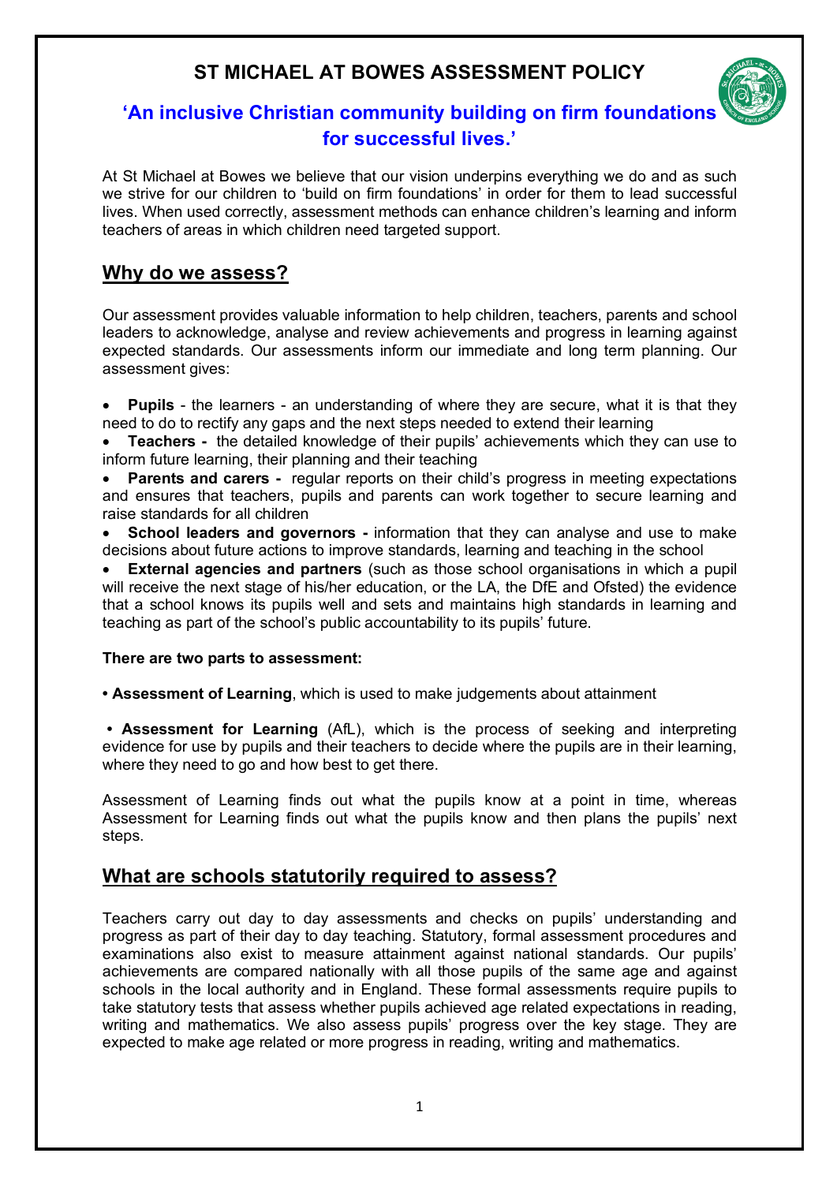# ST MICHAEL AT BOWES ASSESSMENT POLICY

## 'An inclusive Christian community building on firm foundations for successful lives.'

At St Michael at Bowes we believe that our vision underpins everything we do and as such we strive for our children to 'build on firm foundations' in order for them to lead successful lives. When used correctly, assessment methods can enhance children's learning and inform teachers of areas in which children need targeted support.

## Why do we assess?

Our assessment provides valuable information to help children, teachers, parents and school leaders to acknowledge, analyse and review achievements and progress in learning against expected standards. Our assessments inform our immediate and long term planning. Our assessment gives:

- **Pupils** - the learners - an understanding of where they are secure, what it is that they need to do to rectify any gaps and the next steps needed to extend their learning
- **Teachers -** the detailed knowledge of their pupils' achievements which they can use to inform future learning, their planning and their teaching
- **Parents and carers -** regular reports on their child's progress in meeting expectations and ensures that teachers, pupils and parents can work together to secure learning and raise standards for all children
- **School leaders and governors -** information that they can analyse and use to make decisions about future actions to improve standards, learning and teaching in the school
- **External agencies and partners** (such as those school organisations in which a pupil will receive the next stage of his/her education, or the LA, the DfE and Ofsted) the evidence that a school knows its pupils well and sets and maintains high standards in learning and teaching as part of the school's public accountability to its pupils' future.

**There are two parts to assessment:**

- **Assessment of Learning**, which is used to make judgements about attainment
- **Assessment for Learning** (AfL), which is the process of seeking and interpreting evidence for use by pupils and their teachers to decide where the pupils are in their learning, where they need to go and how best to get there.

Assessment of Learning finds out what the pupils know at a point in time, whereas Assessment for Learning finds out what the pupils know and then plans the pupils' next steps.

## What are schools statutorily required to assess?

Teachers carry out day to day assessments and checks on pupils' understanding and progress as part of their day to day teaching. Statutory, formal assessment procedures and examinations also exist to measure attainment against national standards. Our pupils' achievements are compared nationally with all those pupils of the same age and against schools in the local authority and in England. These formal assessments require pupils to take statutory tests that assess whether pupils achieved age related expectations in reading, writing and mathematics. We also assess pupils' progress over the key stage. They are expected to make age related or more progress in reading, writing and mathematics.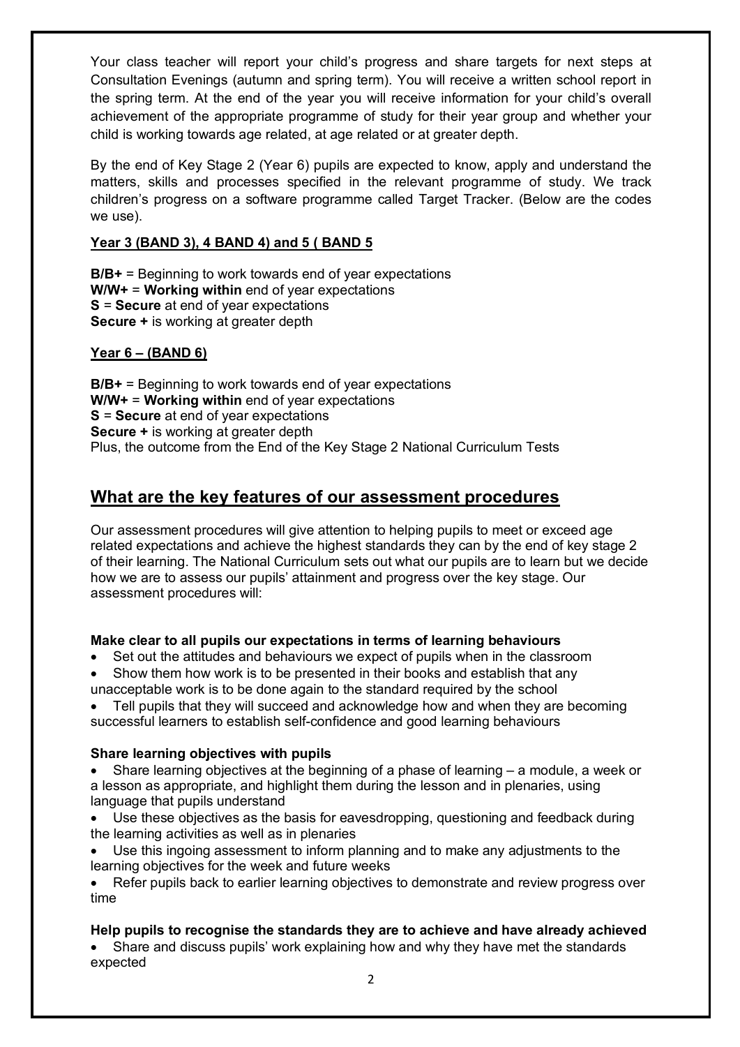Your class teacher will report your child's progress and share targets for next steps at Consultation Evenings (autumn and spring term). You will receive a written school report in the spring term. At the end of the year you will receive information for your child's overall achievement of the appropriate programme of study for their year group and whether your child is working towards age related, at age related or at greater depth.

By the end of Key Stage 2 (Year 6) pupils are expected to know, apply and understand the matters, skills and processes specified in the relevant programme of study. We track children's progress on a software programme called Target Tracker. (Below are the codes we use).

**Year 3 (BAND 3), 4 BAND 4) and 5 ( BAND 5**

**B/B+** = Beginning to work towards end of year expectations
**W/W+** = **Working within** end of year expectations
**S** = **Secure** at end of year expectations
**Secure +** is working at greater depth

**Year 6 – (BAND 6)**

**B/B+** = Beginning to work towards end of year expectations
**W/W+** = **Working within** end of year expectations
**S** = **Secure** at end of year expectations
**Secure +** is working at greater depth
Plus, the outcome from the End of the Key Stage 2 National Curriculum Tests

## What are the key features of our assessment procedures

Our assessment procedures will give attention to helping pupils to meet or exceed age related expectations and achieve the highest standards they can by the end of key stage 2 of their learning. The National Curriculum sets out what our pupils are to learn but we decide how we are to assess our pupils' attainment and progress over the key stage. Our assessment procedures will:

**Make clear to all pupils our expectations in terms of learning behaviours**

- Set out the attitudes and behaviours we expect of pupils when in the classroom
- Show them how work is to be presented in their books and establish that any unacceptable work is to be done again to the standard required by the school
- Tell pupils that they will succeed and acknowledge how and when they are becoming successful learners to establish self-confidence and good learning behaviours

**Share learning objectives with pupils**

- Share learning objectives at the beginning of a phase of learning – a module, a week or a lesson as appropriate, and highlight them during the lesson and in plenaries, using language that pupils understand
- Use these objectives as the basis for eavesdropping, questioning and feedback during the learning activities as well as in plenaries
- Use this ingoing assessment to inform planning and to make any adjustments to the learning objectives for the week and future weeks
- Refer pupils back to earlier learning objectives to demonstrate and review progress over time

**Help pupils to recognise the standards they are to achieve and have already achieved**

- Share and discuss pupils' work explaining how and why they have met the standards expected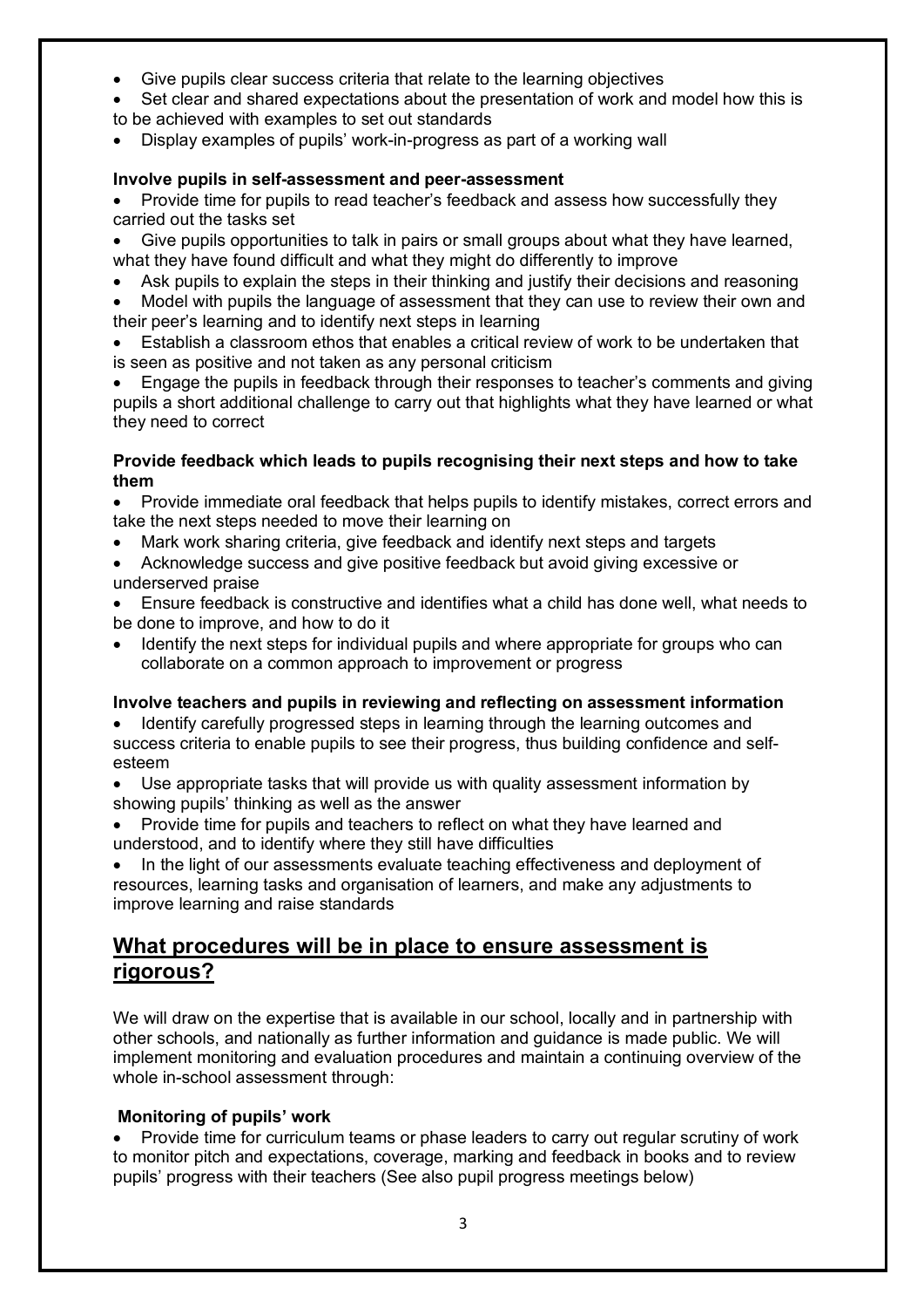- Give pupils clear success criteria that relate to the learning objectives
- Set clear and shared expectations about the presentation of work and model how this is to be achieved with examples to set out standards
- Display examples of pupils' work-in-progress as part of a working wall

**Involve pupils in self-assessment and peer-assessment**

- Provide time for pupils to read teacher's feedback and assess how successfully they carried out the tasks set
- Give pupils opportunities to talk in pairs or small groups about what they have learned, what they have found difficult and what they might do differently to improve
- Ask pupils to explain the steps in their thinking and justify their decisions and reasoning
- Model with pupils the language of assessment that they can use to review their own and their peer's learning and to identify next steps in learning
- Establish a classroom ethos that enables a critical review of work to be undertaken that is seen as positive and not taken as any personal criticism
- Engage the pupils in feedback through their responses to teacher's comments and giving pupils a short additional challenge to carry out that highlights what they have learned or what they need to correct

**Provide feedback which leads to pupils recognising their next steps and how to take them**

- Provide immediate oral feedback that helps pupils to identify mistakes, correct errors and take the next steps needed to move their learning on
- Mark work sharing criteria, give feedback and identify next steps and targets
- Acknowledge success and give positive feedback but avoid giving excessive or underserved praise
- Ensure feedback is constructive and identifies what a child has done well, what needs to be done to improve, and how to do it
- Identify the next steps for individual pupils and where appropriate for groups who can collaborate on a common approach to improvement or progress

**Involve teachers and pupils in reviewing and reflecting on assessment information**

- Identify carefully progressed steps in learning through the learning outcomes and success criteria to enable pupils to see their progress, thus building confidence and self-esteem
- Use appropriate tasks that will provide us with quality assessment information by showing pupils' thinking as well as the answer
- Provide time for pupils and teachers to reflect on what they have learned and understood, and to identify where they still have difficulties
- In the light of our assessments evaluate teaching effectiveness and deployment of resources, learning tasks and organisation of learners, and make any adjustments to improve learning and raise standards

## What procedures will be in place to ensure assessment is rigorous?

We will draw on the expertise that is available in our school, locally and in partnership with other schools, and nationally as further information and guidance is made public. We will implement monitoring and evaluation procedures and maintain a continuing overview of the whole in-school assessment through:

**Monitoring of pupils' work**

- Provide time for curriculum teams or phase leaders to carry out regular scrutiny of work to monitor pitch and expectations, coverage, marking and feedback in books and to review pupils' progress with their teachers (See also pupil progress meetings below)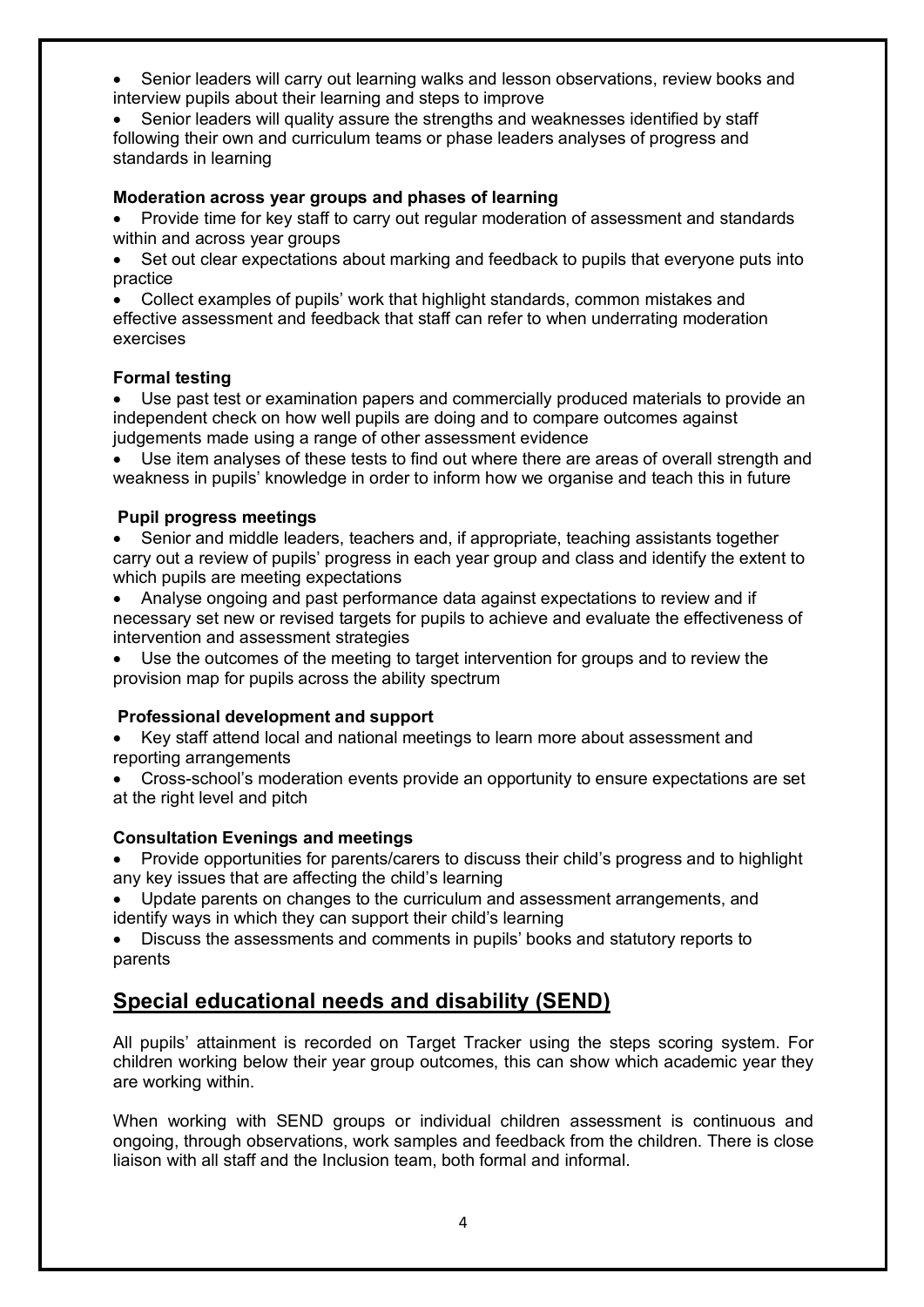- Senior leaders will carry out learning walks and lesson observations, review books and interview pupils about their learning and steps to improve
- Senior leaders will quality assure the strengths and weaknesses identified by staff following their own and curriculum teams or phase leaders analyses of progress and standards in learning

**Moderation across year groups and phases of learning**

- Provide time for key staff to carry out regular moderation of assessment and standards within and across year groups
- Set out clear expectations about marking and feedback to pupils that everyone puts into practice
- Collect examples of pupils' work that highlight standards, common mistakes and effective assessment and feedback that staff can refer to when underrating moderation exercises

**Formal testing**

- Use past test or examination papers and commercially produced materials to provide an independent check on how well pupils are doing and to compare outcomes against judgements made using a range of other assessment evidence
- Use item analyses of these tests to find out where there are areas of overall strength and weakness in pupils' knowledge in order to inform how we organise and teach this in future

**Pupil progress meetings**

- Senior and middle leaders, teachers and, if appropriate, teaching assistants together carry out a review of pupils' progress in each year group and class and identify the extent to which pupils are meeting expectations
- Analyse ongoing and past performance data against expectations to review and if necessary set new or revised targets for pupils to achieve and evaluate the effectiveness of intervention and assessment strategies
- Use the outcomes of the meeting to target intervention for groups and to review the provision map for pupils across the ability spectrum

**Professional development and support**

- Key staff attend local and national meetings to learn more about assessment and reporting arrangements
- Cross-school's moderation events provide an opportunity to ensure expectations are set at the right level and pitch

**Consultation Evenings and meetings**

- Provide opportunities for parents/carers to discuss their child's progress and to highlight any key issues that are affecting the child's learning
- Update parents on changes to the curriculum and assessment arrangements, and identify ways in which they can support their child's learning
- Discuss the assessments and comments in pupils' books and statutory reports to parents

## Special educational needs and disability (SEND)

All pupils' attainment is recorded on Target Tracker using the steps scoring system. For children working below their year group outcomes, this can show which academic year they are working within.

When working with SEND groups or individual children assessment is continuous and ongoing, through observations, work samples and feedback from the children. There is close liaison with all staff and the Inclusion team, both formal and informal.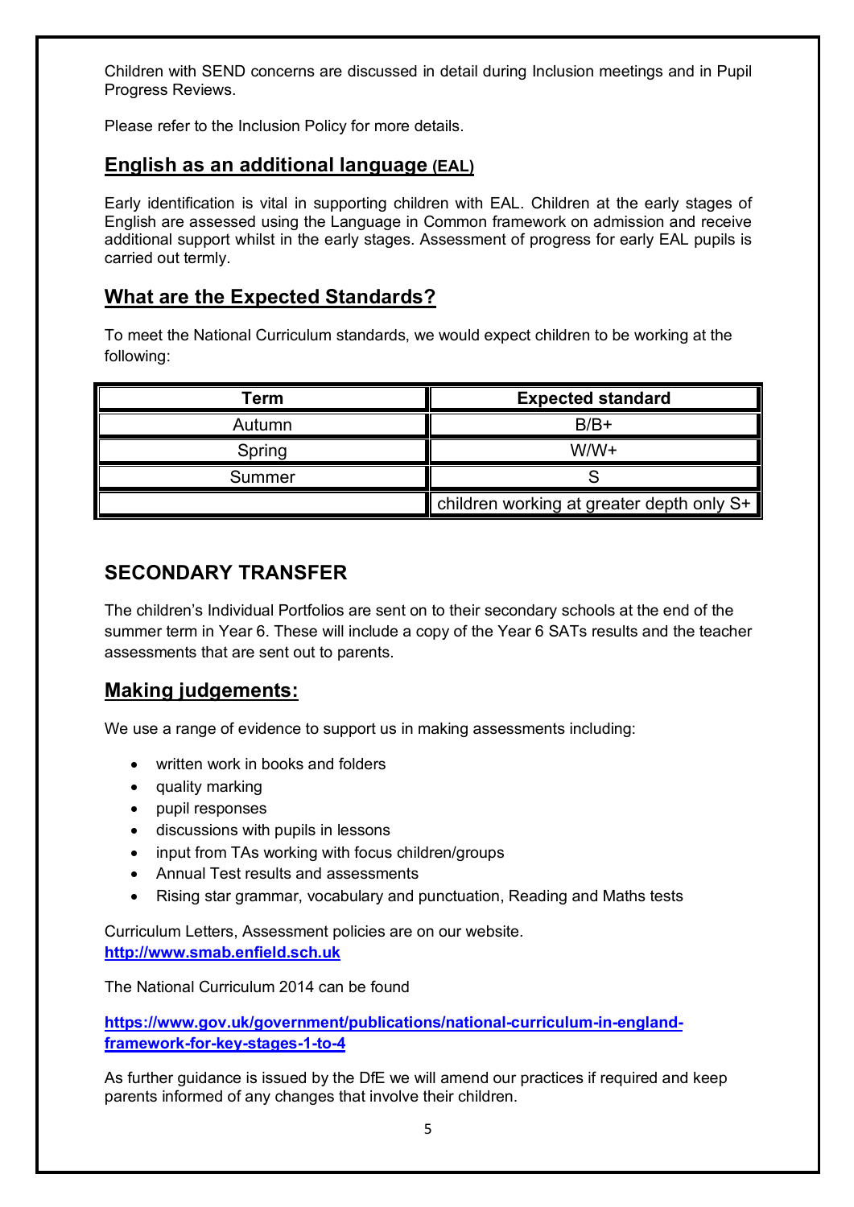Children with SEND concerns are discussed in detail during Inclusion meetings and in Pupil Progress Reviews.

Please refer to the Inclusion Policy for more details.

## English as an additional language (EAL)

Early identification is vital in supporting children with EAL. Children at the early stages of English are assessed using the Language in Common framework on admission and receive additional support whilst in the early stages. Assessment of progress for early EAL pupils is carried out termly.

## What are the Expected Standards?

To meet the National Curriculum standards, we would expect children to be working at the following:

| Term | Expected standard |
|---|---|
| Autumn | B/B+ |
| Spring | W/W+ |
| Summer | S |
| | children working at greater depth only S+ |

## SECONDARY TRANSFER

The children's Individual Portfolios are sent on to their secondary schools at the end of the summer term in Year 6. These will include a copy of the Year 6 SATs results and the teacher assessments that are sent out to parents.

## Making judgements:

We use a range of evidence to support us in making assessments including:

- written work in books and folders
- quality marking
- pupil responses
- discussions with pupils in lessons
- input from TAs working with focus children/groups
- Annual Test results and assessments
- Rising star grammar, vocabulary and punctuation, Reading and Maths tests

Curriculum Letters, Assessment policies are on our website.
**http://www.smab.enfield.sch.uk**

The National Curriculum 2014 can be found

**https://www.gov.uk/government/publications/national-curriculum-in-england-framework-for-key-stages-1-to-4**

As further guidance is issued by the DfE we will amend our practices if required and keep parents informed of any changes that involve their children.